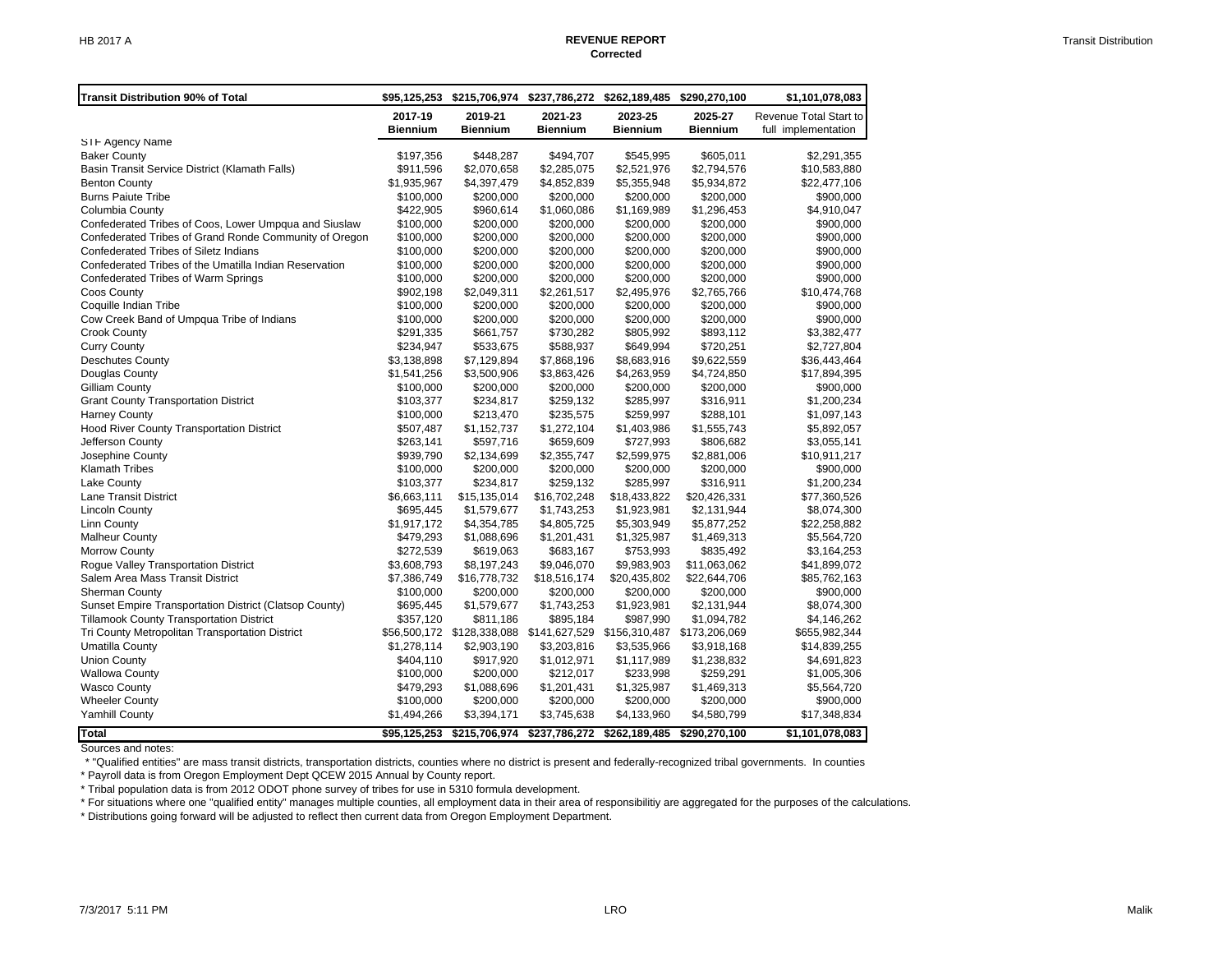## HB 2017 A — REVENUE REPORT (Corrected)

### Transit Distribution

| Transit Distribution 90% of Total | $95,125,253 | $215,706,974 | $237,786,272 | $262,189,485 | $290,270,100 | $1,101,078,083 |
|---|---|---|---|---|---|---|
| | 2017-19 Biennium | 2019-21 Biennium | 2021-23 Biennium | 2023-25 Biennium | 2025-27 Biennium | Revenue Total Start to full implementation |
| STF Agency Name | | | | | | |
| Baker County | $197,356 | $448,287 | $494,707 | $545,995 | $605,011 | $2,291,355 |
| Basin Transit Service District (Klamath Falls) | $911,596 | $2,070,658 | $2,285,075 | $2,521,976 | $2,794,576 | $10,583,880 |
| Benton County | $1,935,967 | $4,397,479 | $4,852,839 | $5,355,948 | $5,934,872 | $22,477,106 |
| Burns Paiute Tribe | $100,000 | $200,000 | $200,000 | $200,000 | $200,000 | $900,000 |
| Columbia County | $422,905 | $960,614 | $1,060,086 | $1,169,989 | $1,296,453 | $4,910,047 |
| Confederated Tribes of Coos, Lower Umpqua and Siuslaw | $100,000 | $200,000 | $200,000 | $200,000 | $200,000 | $900,000 |
| Confederated Tribes of Grand Ronde Community of Oregon | $100,000 | $200,000 | $200,000 | $200,000 | $200,000 | $900,000 |
| Confederated Tribes of Siletz Indians | $100,000 | $200,000 | $200,000 | $200,000 | $200,000 | $900,000 |
| Confederated Tribes of the Umatilla Indian Reservation | $100,000 | $200,000 | $200,000 | $200,000 | $200,000 | $900,000 |
| Confederated Tribes of Warm Springs | $100,000 | $200,000 | $200,000 | $200,000 | $200,000 | $900,000 |
| Coos County | $902,198 | $2,049,311 | $2,261,517 | $2,495,976 | $2,765,766 | $10,474,768 |
| Coquille Indian Tribe | $100,000 | $200,000 | $200,000 | $200,000 | $200,000 | $900,000 |
| Cow Creek Band of Umpqua Tribe of Indians | $100,000 | $200,000 | $200,000 | $200,000 | $200,000 | $900,000 |
| Crook County | $291,335 | $661,757 | $730,282 | $805,992 | $893,112 | $3,382,477 |
| Curry County | $234,947 | $533,675 | $588,937 | $649,994 | $720,251 | $2,727,804 |
| Deschutes County | $3,138,898 | $7,129,894 | $7,868,196 | $8,683,916 | $9,622,559 | $36,443,464 |
| Douglas County | $1,541,256 | $3,500,906 | $3,863,426 | $4,263,959 | $4,724,850 | $17,894,395 |
| Gilliam County | $100,000 | $200,000 | $200,000 | $200,000 | $200,000 | $900,000 |
| Grant County Transportation District | $103,377 | $234,817 | $259,132 | $285,997 | $316,911 | $1,200,234 |
| Harney County | $100,000 | $213,470 | $235,575 | $259,997 | $288,101 | $1,097,143 |
| Hood River County Transportation District | $507,487 | $1,152,737 | $1,272,104 | $1,403,986 | $1,555,743 | $5,892,057 |
| Jefferson County | $263,141 | $597,716 | $659,609 | $727,993 | $806,682 | $3,055,141 |
| Josephine County | $939,790 | $2,134,699 | $2,355,747 | $2,599,975 | $2,881,006 | $10,911,217 |
| Klamath Tribes | $100,000 | $200,000 | $200,000 | $200,000 | $200,000 | $900,000 |
| Lake County | $103,377 | $234,817 | $259,132 | $285,997 | $316,911 | $1,200,234 |
| Lane Transit District | $6,663,111 | $15,135,014 | $16,702,248 | $18,433,822 | $20,426,331 | $77,360,526 |
| Lincoln County | $695,445 | $1,579,677 | $1,743,253 | $1,923,981 | $2,131,944 | $8,074,300 |
| Linn County | $1,917,172 | $4,354,785 | $4,805,725 | $5,303,949 | $5,877,252 | $22,258,882 |
| Malheur County | $479,293 | $1,088,696 | $1,201,431 | $1,325,987 | $1,469,313 | $5,564,720 |
| Morrow County | $272,539 | $619,063 | $683,167 | $753,993 | $835,492 | $3,164,253 |
| Rogue Valley Transportation District | $3,608,793 | $8,197,243 | $9,046,070 | $9,983,903 | $11,063,062 | $41,899,072 |
| Salem Area Mass Transit District | $7,386,749 | $16,778,732 | $18,516,174 | $20,435,802 | $22,644,706 | $85,762,163 |
| Sherman County | $100,000 | $200,000 | $200,000 | $200,000 | $200,000 | $900,000 |
| Sunset Empire Transportation District (Clatsop County) | $695,445 | $1,579,677 | $1,743,253 | $1,923,981 | $2,131,944 | $8,074,300 |
| Tillamook County Transportation District | $357,120 | $811,186 | $895,184 | $987,990 | $1,094,782 | $4,146,262 |
| Tri County Metropolitan Transportation District | $56,500,172 | $128,338,088 | $141,627,529 | $156,310,487 | $173,206,069 | $655,982,344 |
| Umatilla County | $1,278,114 | $2,903,190 | $3,203,816 | $3,535,966 | $3,918,168 | $14,839,255 |
| Union County | $404,110 | $917,920 | $1,012,971 | $1,117,989 | $1,238,832 | $4,691,823 |
| Wallowa County | $100,000 | $200,000 | $212,017 | $233,998 | $259,291 | $1,005,306 |
| Wasco County | $479,293 | $1,088,696 | $1,201,431 | $1,325,987 | $1,469,313 | $5,564,720 |
| Wheeler County | $100,000 | $200,000 | $200,000 | $200,000 | $200,000 | $900,000 |
| Yamhill County | $1,494,266 | $3,394,171 | $3,745,638 | $4,133,960 | $4,580,799 | $17,348,834 |
| **Total** | **$95,125,253** | **$215,706,974** | **$237,786,272** | **$262,189,485** | **$290,270,100** | **$1,101,078,083** |

Sources and notes:

* "Qualified entities" are mass transit districts, transportation districts, counties where no district is present and federally-recognized tribal governments. In counties
* Payroll data is from Oregon Employment Dept QCEW 2015 Annual by County report.
* Tribal population data is from 2012 ODOT phone survey of tribes for use in 5310 formula development.
* For situations where one "qualified entity" manages multiple counties, all employment data in their area of responsibilitiy are aggregated for the purposes of the calculations.
* Distributions going forward will be adjusted to reflect then current data from Oregon Employment Department.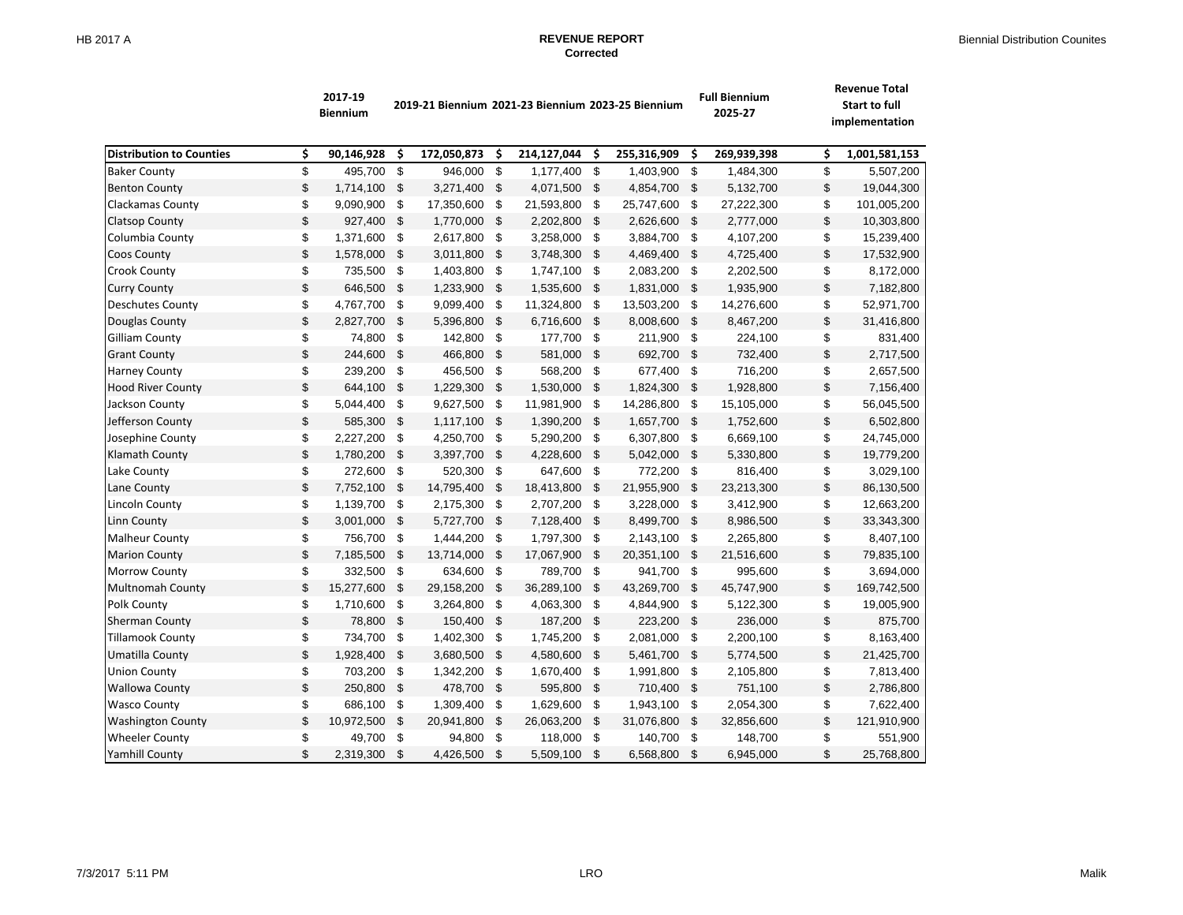# REVENUE REPORT

**Corrected**

| | 2017-19 Biennium | 2019-21 Biennium | 2021-23 Biennium | 2023-25 Biennium | Full Biennium 2025-27 | Revenue Total Start to full implementation |
|---|---|---|---|---|---|---|
| **Distribution to Counties** | **$ 90,146,928** | **$ 172,050,873** | **$ 214,127,044** | **$ 255,316,909** | **$ 269,939,398** | **$ 1,001,581,153** |
| Baker County | $ 495,700 | $ 946,000 | $ 1,177,400 | $ 1,403,900 | $ 1,484,300 | $ 5,507,200 |
| Benton County | $ 1,714,100 | $ 3,271,400 | $ 4,071,500 | $ 4,854,700 | $ 5,132,700 | $ 19,044,300 |
| Clackamas County | $ 9,090,900 | $ 17,350,600 | $ 21,593,800 | $ 25,747,600 | $ 27,222,300 | $ 101,005,200 |
| Clatsop County | $ 927,400 | $ 1,770,000 | $ 2,202,800 | $ 2,626,600 | $ 2,777,000 | $ 10,303,800 |
| Columbia County | $ 1,371,600 | $ 2,617,800 | $ 3,258,000 | $ 3,884,700 | $ 4,107,200 | $ 15,239,400 |
| Coos County | $ 1,578,000 | $ 3,011,800 | $ 3,748,300 | $ 4,469,400 | $ 4,725,400 | $ 17,532,900 |
| Crook County | $ 735,500 | $ 1,403,800 | $ 1,747,100 | $ 2,083,200 | $ 2,202,500 | $ 8,172,000 |
| Curry County | $ 646,500 | $ 1,233,900 | $ 1,535,600 | $ 1,831,000 | $ 1,935,900 | $ 7,182,800 |
| Deschutes County | $ 4,767,700 | $ 9,099,400 | $ 11,324,800 | $ 13,503,200 | $ 14,276,600 | $ 52,971,700 |
| Douglas County | $ 2,827,700 | $ 5,396,800 | $ 6,716,600 | $ 8,008,600 | $ 8,467,200 | $ 31,416,800 |
| Gilliam County | $ 74,800 | $ 142,800 | $ 177,700 | $ 211,900 | $ 224,100 | $ 831,400 |
| Grant County | $ 244,600 | $ 466,800 | $ 581,000 | $ 692,700 | $ 732,400 | $ 2,717,500 |
| Harney County | $ 239,200 | $ 456,500 | $ 568,200 | $ 677,400 | $ 716,200 | $ 2,657,500 |
| Hood River County | $ 644,100 | $ 1,229,300 | $ 1,530,000 | $ 1,824,300 | $ 1,928,800 | $ 7,156,400 |
| Jackson County | $ 5,044,400 | $ 9,627,500 | $ 11,981,900 | $ 14,286,800 | $ 15,105,000 | $ 56,045,500 |
| Jefferson County | $ 585,300 | $ 1,117,100 | $ 1,390,200 | $ 1,657,700 | $ 1,752,600 | $ 6,502,800 |
| Josephine County | $ 2,227,200 | $ 4,250,700 | $ 5,290,200 | $ 6,307,800 | $ 6,669,100 | $ 24,745,000 |
| Klamath County | $ 1,780,200 | $ 3,397,700 | $ 4,228,600 | $ 5,042,000 | $ 5,330,800 | $ 19,779,200 |
| Lake County | $ 272,600 | $ 520,300 | $ 647,600 | $ 772,200 | $ 816,400 | $ 3,029,100 |
| Lane County | $ 7,752,100 | $ 14,795,400 | $ 18,413,800 | $ 21,955,900 | $ 23,213,300 | $ 86,130,500 |
| Lincoln County | $ 1,139,700 | $ 2,175,300 | $ 2,707,200 | $ 3,228,000 | $ 3,412,900 | $ 12,663,200 |
| Linn County | $ 3,001,000 | $ 5,727,700 | $ 7,128,400 | $ 8,499,700 | $ 8,986,500 | $ 33,343,300 |
| Malheur County | $ 756,700 | $ 1,444,200 | $ 1,797,300 | $ 2,143,100 | $ 2,265,800 | $ 8,407,100 |
| Marion County | $ 7,185,500 | $ 13,714,000 | $ 17,067,900 | $ 20,351,100 | $ 21,516,600 | $ 79,835,100 |
| Morrow County | $ 332,500 | $ 634,600 | $ 789,700 | $ 941,700 | $ 995,600 | $ 3,694,000 |
| Multnomah County | $ 15,277,600 | $ 29,158,200 | $ 36,289,100 | $ 43,269,700 | $ 45,747,900 | $ 169,742,500 |
| Polk County | $ 1,710,600 | $ 3,264,800 | $ 4,063,300 | $ 4,844,900 | $ 5,122,300 | $ 19,005,900 |
| Sherman County | $ 78,800 | $ 150,400 | $ 187,200 | $ 223,200 | $ 236,000 | $ 875,700 |
| Tillamook County | $ 734,700 | $ 1,402,300 | $ 1,745,200 | $ 2,081,000 | $ 2,200,100 | $ 8,163,400 |
| Umatilla County | $ 1,928,400 | $ 3,680,500 | $ 4,580,600 | $ 5,461,700 | $ 5,774,500 | $ 21,425,700 |
| Union County | $ 703,200 | $ 1,342,200 | $ 1,670,400 | $ 1,991,800 | $ 2,105,800 | $ 7,813,400 |
| Wallowa County | $ 250,800 | $ 478,700 | $ 595,800 | $ 710,400 | $ 751,100 | $ 2,786,800 |
| Wasco County | $ 686,100 | $ 1,309,400 | $ 1,629,600 | $ 1,943,100 | $ 2,054,300 | $ 7,622,400 |
| Washington County | $ 10,972,500 | $ 20,941,800 | $ 26,063,200 | $ 31,076,800 | $ 32,856,600 | $ 121,910,900 |
| Wheeler County | $ 49,700 | $ 94,800 | $ 118,000 | $ 140,700 | $ 148,700 | $ 551,900 |
| Yamhill County | $ 2,319,300 | $ 4,426,500 | $ 5,509,100 | $ 6,568,800 | $ 6,945,000 | $ 25,768,800 |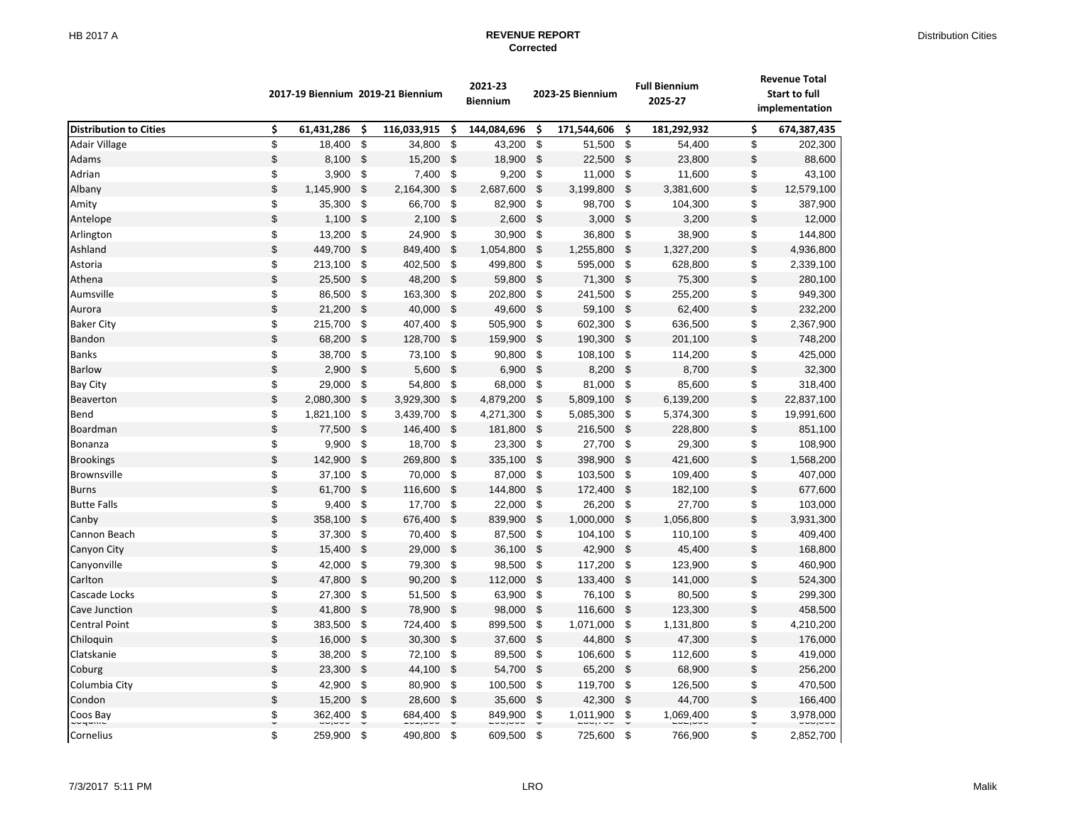# REVENUE REPORT
**Corrected**

| | 2017-19 Biennium | 2019-21 Biennium | 2021-23 Biennium | 2023-25 Biennium | Full Biennium 2025-27 | Revenue Total Start to full implementation |
|---|---|---|---|---|---|---|
| **Distribution to Cities** | **$ 61,431,286** | **$ 116,033,915** | **$ 144,084,696** | **$ 171,544,606** | **$ 181,292,932** | **$ 674,387,435** |
| Adair Village | $ 18,400 | $ 34,800 | $ 43,200 | $ 51,500 | $ 54,400 | $ 202,300 |
| Adams | $ 8,100 | $ 15,200 | $ 18,900 | $ 22,500 | $ 23,800 | $ 88,600 |
| Adrian | $ 3,900 | $ 7,400 | $ 9,200 | $ 11,000 | $ 11,600 | $ 43,100 |
| Albany | $ 1,145,900 | $ 2,164,300 | $ 2,687,600 | $ 3,199,800 | $ 3,381,600 | $ 12,579,100 |
| Amity | $ 35,300 | $ 66,700 | $ 82,900 | $ 98,700 | $ 104,300 | $ 387,900 |
| Antelope | $ 1,100 | $ 2,100 | $ 2,600 | $ 3,000 | $ 3,200 | $ 12,000 |
| Arlington | $ 13,200 | $ 24,900 | $ 30,900 | $ 36,800 | $ 38,900 | $ 144,800 |
| Ashland | $ 449,700 | $ 849,400 | $ 1,054,800 | $ 1,255,800 | $ 1,327,200 | $ 4,936,800 |
| Astoria | $ 213,100 | $ 402,500 | $ 499,800 | $ 595,000 | $ 628,800 | $ 2,339,100 |
| Athena | $ 25,500 | $ 48,200 | $ 59,800 | $ 71,300 | $ 75,300 | $ 280,100 |
| Aumsville | $ 86,500 | $ 163,300 | $ 202,800 | $ 241,500 | $ 255,200 | $ 949,300 |
| Aurora | $ 21,200 | $ 40,000 | $ 49,600 | $ 59,100 | $ 62,400 | $ 232,200 |
| Baker City | $ 215,700 | $ 407,400 | $ 505,900 | $ 602,300 | $ 636,500 | $ 2,367,900 |
| Bandon | $ 68,200 | $ 128,700 | $ 159,900 | $ 190,300 | $ 201,100 | $ 748,200 |
| Banks | $ 38,700 | $ 73,100 | $ 90,800 | $ 108,100 | $ 114,200 | $ 425,000 |
| Barlow | $ 2,900 | $ 5,600 | $ 6,900 | $ 8,200 | $ 8,700 | $ 32,300 |
| Bay City | $ 29,000 | $ 54,800 | $ 68,000 | $ 81,000 | $ 85,600 | $ 318,400 |
| Beaverton | $ 2,080,300 | $ 3,929,300 | $ 4,879,200 | $ 5,809,100 | $ 6,139,200 | $ 22,837,100 |
| Bend | $ 1,821,100 | $ 3,439,700 | $ 4,271,300 | $ 5,085,300 | $ 5,374,300 | $ 19,991,600 |
| Boardman | $ 77,500 | $ 146,400 | $ 181,800 | $ 216,500 | $ 228,800 | $ 851,100 |
| Bonanza | $ 9,900 | $ 18,700 | $ 23,300 | $ 27,700 | $ 29,300 | $ 108,900 |
| Brookings | $ 142,900 | $ 269,800 | $ 335,100 | $ 398,900 | $ 421,600 | $ 1,568,200 |
| Brownsville | $ 37,100 | $ 70,000 | $ 87,000 | $ 103,500 | $ 109,400 | $ 407,000 |
| Burns | $ 61,700 | $ 116,600 | $ 144,800 | $ 172,400 | $ 182,100 | $ 677,600 |
| Butte Falls | $ 9,400 | $ 17,700 | $ 22,000 | $ 26,200 | $ 27,700 | $ 103,000 |
| Canby | $ 358,100 | $ 676,400 | $ 839,900 | $ 1,000,000 | $ 1,056,800 | $ 3,931,300 |
| Cannon Beach | $ 37,300 | $ 70,400 | $ 87,500 | $ 104,100 | $ 110,100 | $ 409,400 |
| Canyon City | $ 15,400 | $ 29,000 | $ 36,100 | $ 42,900 | $ 45,400 | $ 168,800 |
| Canyonville | $ 42,000 | $ 79,300 | $ 98,500 | $ 117,200 | $ 123,900 | $ 460,900 |
| Carlton | $ 47,800 | $ 90,200 | $ 112,000 | $ 133,400 | $ 141,000 | $ 524,300 |
| Cascade Locks | $ 27,300 | $ 51,500 | $ 63,900 | $ 76,100 | $ 80,500 | $ 299,300 |
| Cave Junction | $ 41,800 | $ 78,900 | $ 98,000 | $ 116,600 | $ 123,300 | $ 458,500 |
| Central Point | $ 383,500 | $ 724,400 | $ 899,500 | $ 1,071,000 | $ 1,131,800 | $ 4,210,200 |
| Chiloquin | $ 16,000 | $ 30,300 | $ 37,600 | $ 44,800 | $ 47,300 | $ 176,000 |
| Clatskanie | $ 38,200 | $ 72,100 | $ 89,500 | $ 106,600 | $ 112,600 | $ 419,000 |
| Coburg | $ 23,300 | $ 44,100 | $ 54,700 | $ 65,200 | $ 68,900 | $ 256,200 |
| Columbia City | $ 42,900 | $ 80,900 | $ 100,500 | $ 119,700 | $ 126,500 | $ 470,500 |
| Condon | $ 15,200 | $ 28,600 | $ 35,600 | $ 42,300 | $ 44,700 | $ 166,400 |
| Coos Bay | $ 362,400 | $ 684,400 | $ 849,900 | $ 1,011,900 | $ 1,069,400 | $ 3,978,000 |
| Cornelius | $ 259,900 | $ 490,800 | $ 609,500 | $ 725,600 | $ 766,900 | $ 2,852,700 |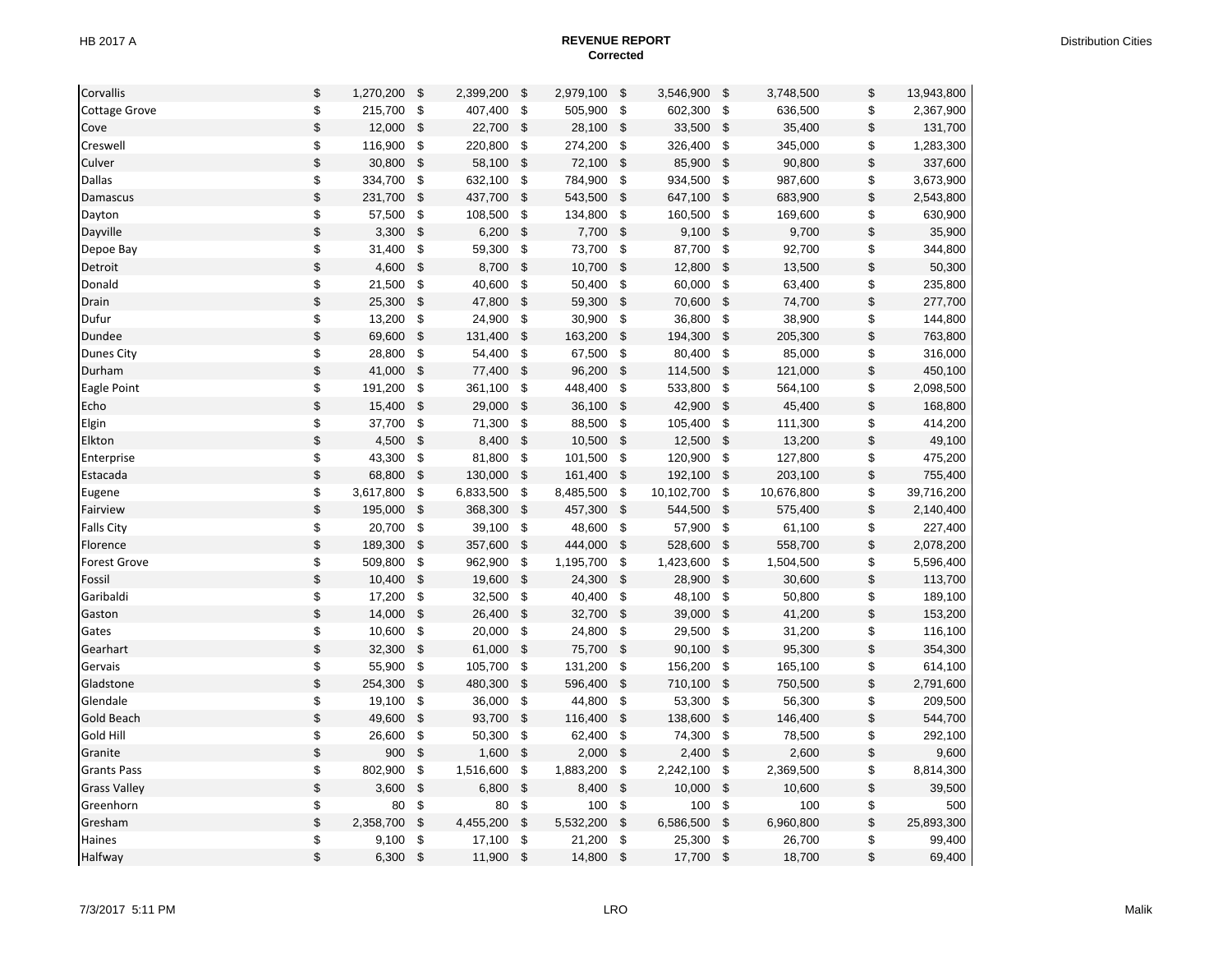## REVENUE REPORT
**Corrected**

| | | | | | | |
|---|---|---|---|---|---|---|
| Corvallis | $ 1,270,200 | $ 2,399,200 | $ 2,979,100 | $ 3,546,900 | $ 3,748,500 | $ 13,943,800 |
| Cottage Grove | $ 215,700 | $ 407,400 | $ 505,900 | $ 602,300 | $ 636,500 | $ 2,367,900 |
| Cove | $ 12,000 | $ 22,700 | $ 28,100 | $ 33,500 | $ 35,400 | $ 131,700 |
| Creswell | $ 116,900 | $ 220,800 | $ 274,200 | $ 326,400 | $ 345,000 | $ 1,283,300 |
| Culver | $ 30,800 | $ 58,100 | $ 72,100 | $ 85,900 | $ 90,800 | $ 337,600 |
| Dallas | $ 334,700 | $ 632,100 | $ 784,900 | $ 934,500 | $ 987,600 | $ 3,673,900 |
| Damascus | $ 231,700 | $ 437,700 | $ 543,500 | $ 647,100 | $ 683,900 | $ 2,543,800 |
| Dayton | $ 57,500 | $ 108,500 | $ 134,800 | $ 160,500 | $ 169,600 | $ 630,900 |
| Dayville | $ 3,300 | $ 6,200 | $ 7,700 | $ 9,100 | $ 9,700 | $ 35,900 |
| Depoe Bay | $ 31,400 | $ 59,300 | $ 73,700 | $ 87,700 | $ 92,700 | $ 344,800 |
| Detroit | $ 4,600 | $ 8,700 | $ 10,700 | $ 12,800 | $ 13,500 | $ 50,300 |
| Donald | $ 21,500 | $ 40,600 | $ 50,400 | $ 60,000 | $ 63,400 | $ 235,800 |
| Drain | $ 25,300 | $ 47,800 | $ 59,300 | $ 70,600 | $ 74,700 | $ 277,700 |
| Dufur | $ 13,200 | $ 24,900 | $ 30,900 | $ 36,800 | $ 38,900 | $ 144,800 |
| Dundee | $ 69,600 | $ 131,400 | $ 163,200 | $ 194,300 | $ 205,300 | $ 763,800 |
| Dunes City | $ 28,800 | $ 54,400 | $ 67,500 | $ 80,400 | $ 85,000 | $ 316,000 |
| Durham | $ 41,000 | $ 77,400 | $ 96,200 | $ 114,500 | $ 121,000 | $ 450,100 |
| Eagle Point | $ 191,200 | $ 361,100 | $ 448,400 | $ 533,800 | $ 564,100 | $ 2,098,500 |
| Echo | $ 15,400 | $ 29,000 | $ 36,100 | $ 42,900 | $ 45,400 | $ 168,800 |
| Elgin | $ 37,700 | $ 71,300 | $ 88,500 | $ 105,400 | $ 111,300 | $ 414,200 |
| Elkton | $ 4,500 | $ 8,400 | $ 10,500 | $ 12,500 | $ 13,200 | $ 49,100 |
| Enterprise | $ 43,300 | $ 81,800 | $ 101,500 | $ 120,900 | $ 127,800 | $ 475,200 |
| Estacada | $ 68,800 | $ 130,000 | $ 161,400 | $ 192,100 | $ 203,100 | $ 755,400 |
| Eugene | $ 3,617,800 | $ 6,833,500 | $ 8,485,500 | $ 10,102,700 | $ 10,676,800 | $ 39,716,200 |
| Fairview | $ 195,000 | $ 368,300 | $ 457,300 | $ 544,500 | $ 575,400 | $ 2,140,400 |
| Falls City | $ 20,700 | $ 39,100 | $ 48,600 | $ 57,900 | $ 61,100 | $ 227,400 |
| Florence | $ 189,300 | $ 357,600 | $ 444,000 | $ 528,600 | $ 558,700 | $ 2,078,200 |
| Forest Grove | $ 509,800 | $ 962,900 | $ 1,195,700 | $ 1,423,600 | $ 1,504,500 | $ 5,596,400 |
| Fossil | $ 10,400 | $ 19,600 | $ 24,300 | $ 28,900 | $ 30,600 | $ 113,700 |
| Garibaldi | $ 17,200 | $ 32,500 | $ 40,400 | $ 48,100 | $ 50,800 | $ 189,100 |
| Gaston | $ 14,000 | $ 26,400 | $ 32,700 | $ 39,000 | $ 41,200 | $ 153,200 |
| Gates | $ 10,600 | $ 20,000 | $ 24,800 | $ 29,500 | $ 31,200 | $ 116,100 |
| Gearhart | $ 32,300 | $ 61,000 | $ 75,700 | $ 90,100 | $ 95,300 | $ 354,300 |
| Gervais | $ 55,900 | $ 105,700 | $ 131,200 | $ 156,200 | $ 165,100 | $ 614,100 |
| Gladstone | $ 254,300 | $ 480,300 | $ 596,400 | $ 710,100 | $ 750,500 | $ 2,791,600 |
| Glendale | $ 19,100 | $ 36,000 | $ 44,800 | $ 53,300 | $ 56,300 | $ 209,500 |
| Gold Beach | $ 49,600 | $ 93,700 | $ 116,400 | $ 138,600 | $ 146,400 | $ 544,700 |
| Gold Hill | $ 26,600 | $ 50,300 | $ 62,400 | $ 74,300 | $ 78,500 | $ 292,100 |
| Granite | $ 900 | $ 1,600 | $ 2,000 | $ 2,400 | $ 2,600 | $ 9,600 |
| Grants Pass | $ 802,900 | $ 1,516,600 | $ 1,883,200 | $ 2,242,100 | $ 2,369,500 | $ 8,814,300 |
| Grass Valley | $ 3,600 | $ 6,800 | $ 8,400 | $ 10,000 | $ 10,600 | $ 39,500 |
| Greenhorn | $ 80 | $ 80 | $ 100 | $ 100 | $ 100 | $ 500 |
| Gresham | $ 2,358,700 | $ 4,455,200 | $ 5,532,200 | $ 6,586,500 | $ 6,960,800 | $ 25,893,300 |
| Haines | $ 9,100 | $ 17,100 | $ 21,200 | $ 25,300 | $ 26,700 | $ 99,400 |
| Halfway | $ 6,300 | $ 11,900 | $ 14,800 | $ 17,700 | $ 18,700 | $ 69,400 |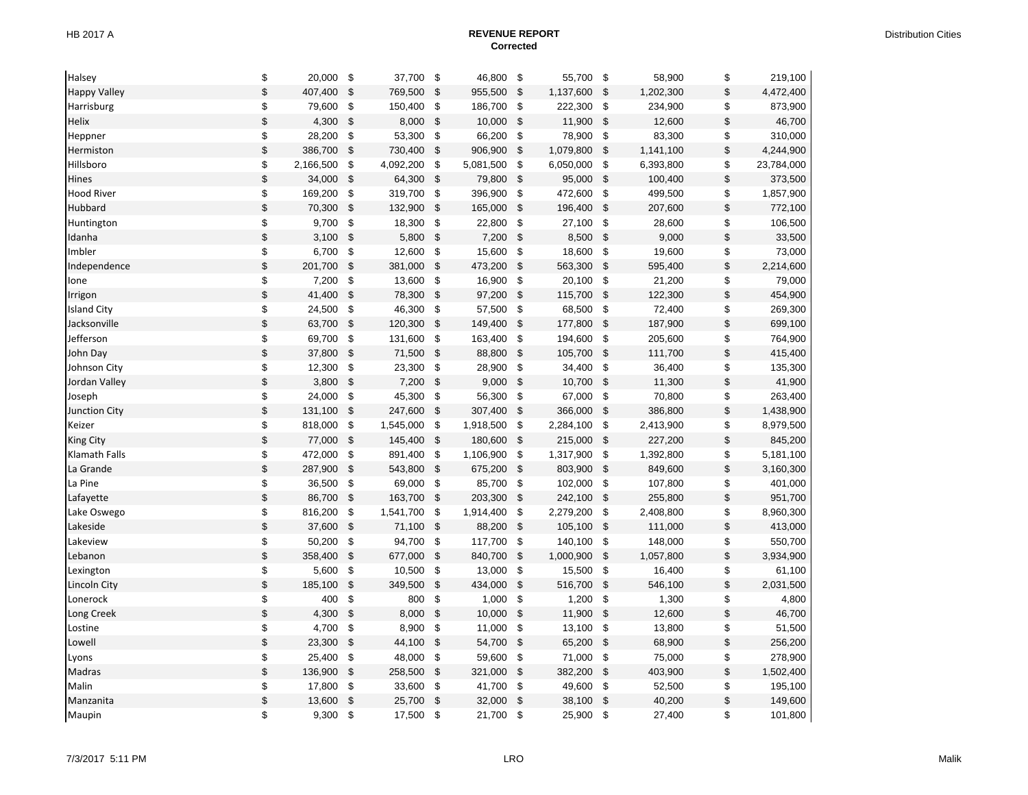| | | | | | | |
|---|---|---|---|---|---|---|
| Halsey | $ 20,000 | $ 37,700 | $ 46,800 | $ 55,700 | $ 58,900 | $ 219,100 |
| Happy Valley | $ 407,400 | $ 769,500 | $ 955,500 | $ 1,137,600 | $ 1,202,300 | $ 4,472,400 |
| Harrisburg | $ 79,600 | $ 150,400 | $ 186,700 | $ 222,300 | $ 234,900 | $ 873,900 |
| Helix | $ 4,300 | $ 8,000 | $ 10,000 | $ 11,900 | $ 12,600 | $ 46,700 |
| Heppner | $ 28,200 | $ 53,300 | $ 66,200 | $ 78,900 | $ 83,300 | $ 310,000 |
| Hermiston | $ 386,700 | $ 730,400 | $ 906,900 | $ 1,079,800 | $ 1,141,100 | $ 4,244,900 |
| Hillsboro | $ 2,166,500 | $ 4,092,200 | $ 5,081,500 | $ 6,050,000 | $ 6,393,800 | $ 23,784,000 |
| Hines | $ 34,000 | $ 64,300 | $ 79,800 | $ 95,000 | $ 100,400 | $ 373,500 |
| Hood River | $ 169,200 | $ 319,700 | $ 396,900 | $ 472,600 | $ 499,500 | $ 1,857,900 |
| Hubbard | $ 70,300 | $ 132,900 | $ 165,000 | $ 196,400 | $ 207,600 | $ 772,100 |
| Huntington | $ 9,700 | $ 18,300 | $ 22,800 | $ 27,100 | $ 28,600 | $ 106,500 |
| Idanha | $ 3,100 | $ 5,800 | $ 7,200 | $ 8,500 | $ 9,000 | $ 33,500 |
| Imbler | $ 6,700 | $ 12,600 | $ 15,600 | $ 18,600 | $ 19,600 | $ 73,000 |
| Independence | $ 201,700 | $ 381,000 | $ 473,200 | $ 563,300 | $ 595,400 | $ 2,214,600 |
| Ione | $ 7,200 | $ 13,600 | $ 16,900 | $ 20,100 | $ 21,200 | $ 79,000 |
| Irrigon | $ 41,400 | $ 78,300 | $ 97,200 | $ 115,700 | $ 122,300 | $ 454,900 |
| Island City | $ 24,500 | $ 46,300 | $ 57,500 | $ 68,500 | $ 72,400 | $ 269,300 |
| Jacksonville | $ 63,700 | $ 120,300 | $ 149,400 | $ 177,800 | $ 187,900 | $ 699,100 |
| Jefferson | $ 69,700 | $ 131,600 | $ 163,400 | $ 194,600 | $ 205,600 | $ 764,900 |
| John Day | $ 37,800 | $ 71,500 | $ 88,800 | $ 105,700 | $ 111,700 | $ 415,400 |
| Johnson City | $ 12,300 | $ 23,300 | $ 28,900 | $ 34,400 | $ 36,400 | $ 135,300 |
| Jordan Valley | $ 3,800 | $ 7,200 | $ 9,000 | $ 10,700 | $ 11,300 | $ 41,900 |
| Joseph | $ 24,000 | $ 45,300 | $ 56,300 | $ 67,000 | $ 70,800 | $ 263,400 |
| Junction City | $ 131,100 | $ 247,600 | $ 307,400 | $ 366,000 | $ 386,800 | $ 1,438,900 |
| Keizer | $ 818,000 | $ 1,545,000 | $ 1,918,500 | $ 2,284,100 | $ 2,413,900 | $ 8,979,500 |
| King City | $ 77,000 | $ 145,400 | $ 180,600 | $ 215,000 | $ 227,200 | $ 845,200 |
| Klamath Falls | $ 472,000 | $ 891,400 | $ 1,106,900 | $ 1,317,900 | $ 1,392,800 | $ 5,181,100 |
| La Grande | $ 287,900 | $ 543,800 | $ 675,200 | $ 803,900 | $ 849,600 | $ 3,160,300 |
| La Pine | $ 36,500 | $ 69,000 | $ 85,700 | $ 102,000 | $ 107,800 | $ 401,000 |
| Lafayette | $ 86,700 | $ 163,700 | $ 203,300 | $ 242,100 | $ 255,800 | $ 951,700 |
| Lake Oswego | $ 816,200 | $ 1,541,700 | $ 1,914,400 | $ 2,279,200 | $ 2,408,800 | $ 8,960,300 |
| Lakeside | $ 37,600 | $ 71,100 | $ 88,200 | $ 105,100 | $ 111,000 | $ 413,000 |
| Lakeview | $ 50,200 | $ 94,700 | $ 117,700 | $ 140,100 | $ 148,000 | $ 550,700 |
| Lebanon | $ 358,400 | $ 677,000 | $ 840,700 | $ 1,000,900 | $ 1,057,800 | $ 3,934,900 |
| Lexington | $ 5,600 | $ 10,500 | $ 13,000 | $ 15,500 | $ 16,400 | $ 61,100 |
| Lincoln City | $ 185,100 | $ 349,500 | $ 434,000 | $ 516,700 | $ 546,100 | $ 2,031,500 |
| Lonerock | $ 400 | $ 800 | $ 1,000 | $ 1,200 | $ 1,300 | $ 4,800 |
| Long Creek | $ 4,300 | $ 8,000 | $ 10,000 | $ 11,900 | $ 12,600 | $ 46,700 |
| Lostine | $ 4,700 | $ 8,900 | $ 11,000 | $ 13,100 | $ 13,800 | $ 51,500 |
| Lowell | $ 23,300 | $ 44,100 | $ 54,700 | $ 65,200 | $ 68,900 | $ 256,200 |
| Lyons | $ 25,400 | $ 48,000 | $ 59,600 | $ 71,000 | $ 75,000 | $ 278,900 |
| Madras | $ 136,900 | $ 258,500 | $ 321,000 | $ 382,200 | $ 403,900 | $ 1,502,400 |
| Malin | $ 17,800 | $ 33,600 | $ 41,700 | $ 49,600 | $ 52,500 | $ 195,100 |
| Manzanita | $ 13,600 | $ 25,700 | $ 32,000 | $ 38,100 | $ 40,200 | $ 149,600 |
| Maupin | $ 9,300 | $ 17,500 | $ 21,700 | $ 25,900 | $ 27,400 | $ 101,800 |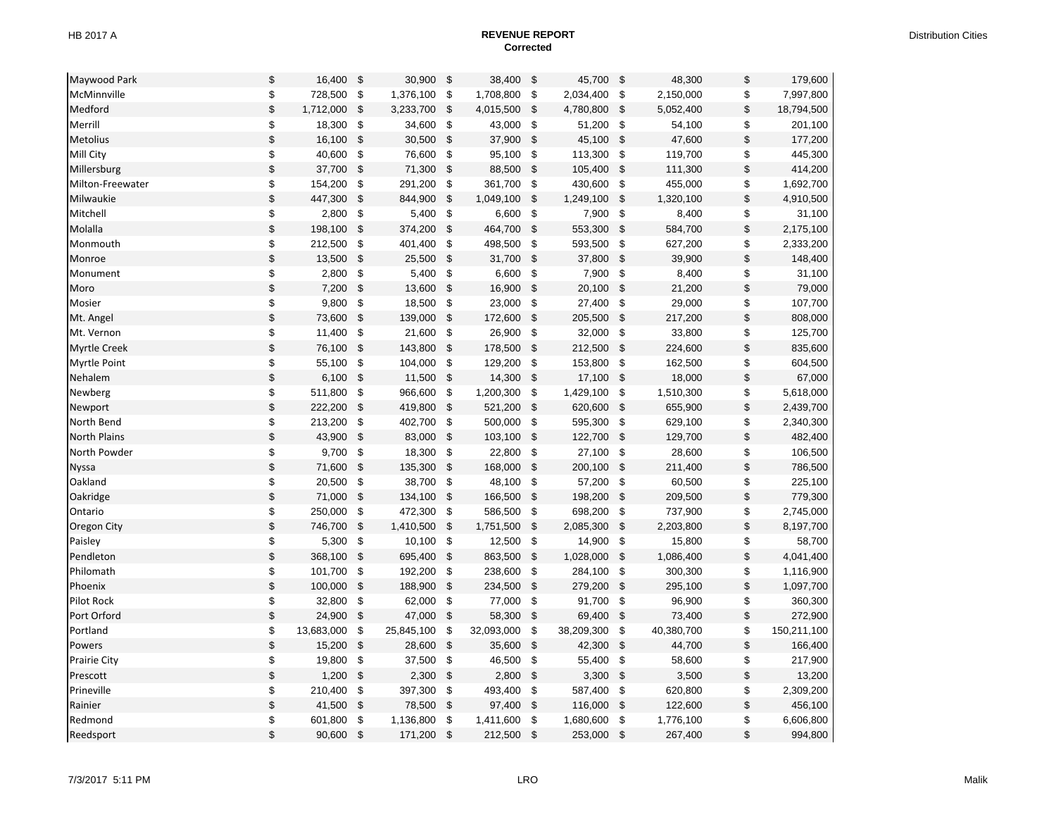**REVENUE REPORT**
**Corrected**

| | | | | | | |
|---|---|---|---|---|---|---|
| Maywood Park | $ 16,400 | $ 30,900 | $ 38,400 | $ 45,700 | $ 48,300 | $ 179,600 |
| McMinnville | $ 728,500 | $ 1,376,100 | $ 1,708,800 | $ 2,034,400 | $ 2,150,000 | $ 7,997,800 |
| Medford | $ 1,712,000 | $ 3,233,700 | $ 4,015,500 | $ 4,780,800 | $ 5,052,400 | $ 18,794,500 |
| Merrill | $ 18,300 | $ 34,600 | $ 43,000 | $ 51,200 | $ 54,100 | $ 201,100 |
| Metolius | $ 16,100 | $ 30,500 | $ 37,900 | $ 45,100 | $ 47,600 | $ 177,200 |
| Mill City | $ 40,600 | $ 76,600 | $ 95,100 | $ 113,300 | $ 119,700 | $ 445,300 |
| Millersburg | $ 37,700 | $ 71,300 | $ 88,500 | $ 105,400 | $ 111,300 | $ 414,200 |
| Milton-Freewater | $ 154,200 | $ 291,200 | $ 361,700 | $ 430,600 | $ 455,000 | $ 1,692,700 |
| Milwaukie | $ 447,300 | $ 844,900 | $ 1,049,100 | $ 1,249,100 | $ 1,320,100 | $ 4,910,500 |
| Mitchell | $ 2,800 | $ 5,400 | $ 6,600 | $ 7,900 | $ 8,400 | $ 31,100 |
| Molalla | $ 198,100 | $ 374,200 | $ 464,700 | $ 553,300 | $ 584,700 | $ 2,175,100 |
| Monmouth | $ 212,500 | $ 401,400 | $ 498,500 | $ 593,500 | $ 627,200 | $ 2,333,200 |
| Monroe | $ 13,500 | $ 25,500 | $ 31,700 | $ 37,800 | $ 39,900 | $ 148,400 |
| Monument | $ 2,800 | $ 5,400 | $ 6,600 | $ 7,900 | $ 8,400 | $ 31,100 |
| Moro | $ 7,200 | $ 13,600 | $ 16,900 | $ 20,100 | $ 21,200 | $ 79,000 |
| Mosier | $ 9,800 | $ 18,500 | $ 23,000 | $ 27,400 | $ 29,000 | $ 107,700 |
| Mt. Angel | $ 73,600 | $ 139,000 | $ 172,600 | $ 205,500 | $ 217,200 | $ 808,000 |
| Mt. Vernon | $ 11,400 | $ 21,600 | $ 26,900 | $ 32,000 | $ 33,800 | $ 125,700 |
| Myrtle Creek | $ 76,100 | $ 143,800 | $ 178,500 | $ 212,500 | $ 224,600 | $ 835,600 |
| Myrtle Point | $ 55,100 | $ 104,000 | $ 129,200 | $ 153,800 | $ 162,500 | $ 604,500 |
| Nehalem | $ 6,100 | $ 11,500 | $ 14,300 | $ 17,100 | $ 18,000 | $ 67,000 |
| Newberg | $ 511,800 | $ 966,600 | $ 1,200,300 | $ 1,429,100 | $ 1,510,300 | $ 5,618,000 |
| Newport | $ 222,200 | $ 419,800 | $ 521,200 | $ 620,600 | $ 655,900 | $ 2,439,700 |
| North Bend | $ 213,200 | $ 402,700 | $ 500,000 | $ 595,300 | $ 629,100 | $ 2,340,300 |
| North Plains | $ 43,900 | $ 83,000 | $ 103,100 | $ 122,700 | $ 129,700 | $ 482,400 |
| North Powder | $ 9,700 | $ 18,300 | $ 22,800 | $ 27,100 | $ 28,600 | $ 106,500 |
| Nyssa | $ 71,600 | $ 135,300 | $ 168,000 | $ 200,100 | $ 211,400 | $ 786,500 |
| Oakland | $ 20,500 | $ 38,700 | $ 48,100 | $ 57,200 | $ 60,500 | $ 225,100 |
| Oakridge | $ 71,000 | $ 134,100 | $ 166,500 | $ 198,200 | $ 209,500 | $ 779,300 |
| Ontario | $ 250,000 | $ 472,300 | $ 586,500 | $ 698,200 | $ 737,900 | $ 2,745,000 |
| Oregon City | $ 746,700 | $ 1,410,500 | $ 1,751,500 | $ 2,085,300 | $ 2,203,800 | $ 8,197,700 |
| Paisley | $ 5,300 | $ 10,100 | $ 12,500 | $ 14,900 | $ 15,800 | $ 58,700 |
| Pendleton | $ 368,100 | $ 695,400 | $ 863,500 | $ 1,028,000 | $ 1,086,400 | $ 4,041,400 |
| Philomath | $ 101,700 | $ 192,200 | $ 238,600 | $ 284,100 | $ 300,300 | $ 1,116,900 |
| Phoenix | $ 100,000 | $ 188,900 | $ 234,500 | $ 279,200 | $ 295,100 | $ 1,097,700 |
| Pilot Rock | $ 32,800 | $ 62,000 | $ 77,000 | $ 91,700 | $ 96,900 | $ 360,300 |
| Port Orford | $ 24,900 | $ 47,000 | $ 58,300 | $ 69,400 | $ 73,400 | $ 272,900 |
| Portland | $ 13,683,000 | $ 25,845,100 | $ 32,093,000 | $ 38,209,300 | $ 40,380,700 | $ 150,211,100 |
| Powers | $ 15,200 | $ 28,600 | $ 35,600 | $ 42,300 | $ 44,700 | $ 166,400 |
| Prairie City | $ 19,800 | $ 37,500 | $ 46,500 | $ 55,400 | $ 58,600 | $ 217,900 |
| Prescott | $ 1,200 | $ 2,300 | $ 2,800 | $ 3,300 | $ 3,500 | $ 13,200 |
| Prineville | $ 210,400 | $ 397,300 | $ 493,400 | $ 587,400 | $ 620,800 | $ 2,309,200 |
| Rainier | $ 41,500 | $ 78,500 | $ 97,400 | $ 116,000 | $ 122,600 | $ 456,100 |
| Redmond | $ 601,800 | $ 1,136,800 | $ 1,411,600 | $ 1,680,600 | $ 1,776,100 | $ 6,606,800 |
| Reedsport | $ 90,600 | $ 171,200 | $ 212,500 | $ 253,000 | $ 267,400 | $ 994,800 |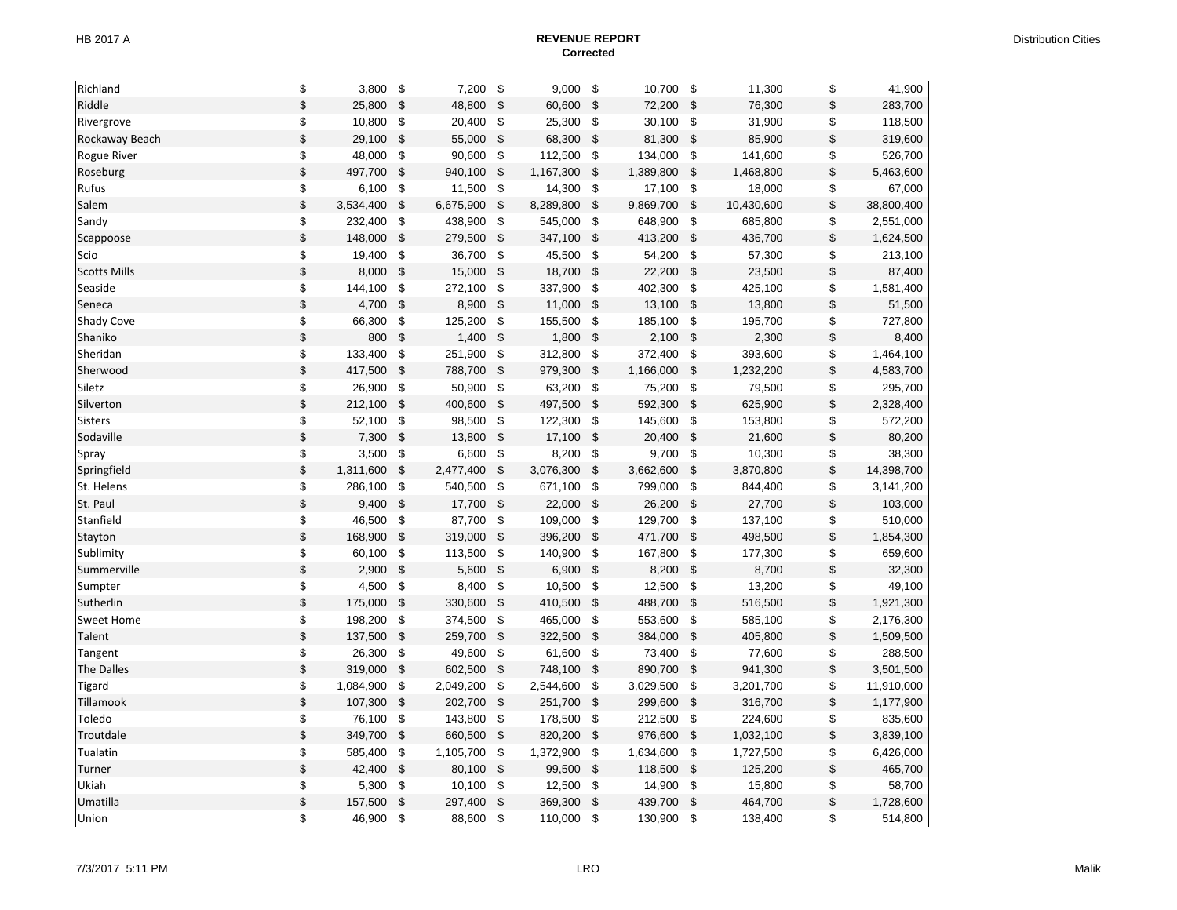# REVENUE REPORT
## Corrected

| | | | | | | |
|---|---|---|---|---|---|---|
| Richland | $ 3,800 | $ 7,200 | $ 9,000 | $ 10,700 | $ 11,300 | $ 41,900 |
| Riddle | $ 25,800 | $ 48,800 | $ 60,600 | $ 72,200 | $ 76,300 | $ 283,700 |
| Rivergrove | $ 10,800 | $ 20,400 | $ 25,300 | $ 30,100 | $ 31,900 | $ 118,500 |
| Rockaway Beach | $ 29,100 | $ 55,000 | $ 68,300 | $ 81,300 | $ 85,900 | $ 319,600 |
| Rogue River | $ 48,000 | $ 90,600 | $ 112,500 | $ 134,000 | $ 141,600 | $ 526,700 |
| Roseburg | $ 497,700 | $ 940,100 | $ 1,167,300 | $ 1,389,800 | $ 1,468,800 | $ 5,463,600 |
| Rufus | $ 6,100 | $ 11,500 | $ 14,300 | $ 17,100 | $ 18,000 | $ 67,000 |
| Salem | $ 3,534,400 | $ 6,675,900 | $ 8,289,800 | $ 9,869,700 | $ 10,430,600 | $ 38,800,400 |
| Sandy | $ 232,400 | $ 438,900 | $ 545,000 | $ 648,900 | $ 685,800 | $ 2,551,000 |
| Scappoose | $ 148,000 | $ 279,500 | $ 347,100 | $ 413,200 | $ 436,700 | $ 1,624,500 |
| Scio | $ 19,400 | $ 36,700 | $ 45,500 | $ 54,200 | $ 57,300 | $ 213,100 |
| Scotts Mills | $ 8,000 | $ 15,000 | $ 18,700 | $ 22,200 | $ 23,500 | $ 87,400 |
| Seaside | $ 144,100 | $ 272,100 | $ 337,900 | $ 402,300 | $ 425,100 | $ 1,581,400 |
| Seneca | $ 4,700 | $ 8,900 | $ 11,000 | $ 13,100 | $ 13,800 | $ 51,500 |
| Shady Cove | $ 66,300 | $ 125,200 | $ 155,500 | $ 185,100 | $ 195,700 | $ 727,800 |
| Shaniko | $ 800 | $ 1,400 | $ 1,800 | $ 2,100 | $ 2,300 | $ 8,400 |
| Sheridan | $ 133,400 | $ 251,900 | $ 312,800 | $ 372,400 | $ 393,600 | $ 1,464,100 |
| Sherwood | $ 417,500 | $ 788,700 | $ 979,300 | $ 1,166,000 | $ 1,232,200 | $ 4,583,700 |
| Siletz | $ 26,900 | $ 50,900 | $ 63,200 | $ 75,200 | $ 79,500 | $ 295,700 |
| Silverton | $ 212,100 | $ 400,600 | $ 497,500 | $ 592,300 | $ 625,900 | $ 2,328,400 |
| Sisters | $ 52,100 | $ 98,500 | $ 122,300 | $ 145,600 | $ 153,800 | $ 572,200 |
| Sodaville | $ 7,300 | $ 13,800 | $ 17,100 | $ 20,400 | $ 21,600 | $ 80,200 |
| Spray | $ 3,500 | $ 6,600 | $ 8,200 | $ 9,700 | $ 10,300 | $ 38,300 |
| Springfield | $ 1,311,600 | $ 2,477,400 | $ 3,076,300 | $ 3,662,600 | $ 3,870,800 | $ 14,398,700 |
| St. Helens | $ 286,100 | $ 540,500 | $ 671,100 | $ 799,000 | $ 844,400 | $ 3,141,200 |
| St. Paul | $ 9,400 | $ 17,700 | $ 22,000 | $ 26,200 | $ 27,700 | $ 103,000 |
| Stanfield | $ 46,500 | $ 87,700 | $ 109,000 | $ 129,700 | $ 137,100 | $ 510,000 |
| Stayton | $ 168,900 | $ 319,000 | $ 396,200 | $ 471,700 | $ 498,500 | $ 1,854,300 |
| Sublimity | $ 60,100 | $ 113,500 | $ 140,900 | $ 167,800 | $ 177,300 | $ 659,600 |
| Summerville | $ 2,900 | $ 5,600 | $ 6,900 | $ 8,200 | $ 8,700 | $ 32,300 |
| Sumpter | $ 4,500 | $ 8,400 | $ 10,500 | $ 12,500 | $ 13,200 | $ 49,100 |
| Sutherlin | $ 175,000 | $ 330,600 | $ 410,500 | $ 488,700 | $ 516,500 | $ 1,921,300 |
| Sweet Home | $ 198,200 | $ 374,500 | $ 465,000 | $ 553,600 | $ 585,100 | $ 2,176,300 |
| Talent | $ 137,500 | $ 259,700 | $ 322,500 | $ 384,000 | $ 405,800 | $ 1,509,500 |
| Tangent | $ 26,300 | $ 49,600 | $ 61,600 | $ 73,400 | $ 77,600 | $ 288,500 |
| The Dalles | $ 319,000 | $ 602,500 | $ 748,100 | $ 890,700 | $ 941,300 | $ 3,501,500 |
| Tigard | $ 1,084,900 | $ 2,049,200 | $ 2,544,600 | $ 3,029,500 | $ 3,201,700 | $ 11,910,000 |
| Tillamook | $ 107,300 | $ 202,700 | $ 251,700 | $ 299,600 | $ 316,700 | $ 1,177,900 |
| Toledo | $ 76,100 | $ 143,800 | $ 178,500 | $ 212,500 | $ 224,600 | $ 835,600 |
| Troutdale | $ 349,700 | $ 660,500 | $ 820,200 | $ 976,600 | $ 1,032,100 | $ 3,839,100 |
| Tualatin | $ 585,400 | $ 1,105,700 | $ 1,372,900 | $ 1,634,600 | $ 1,727,500 | $ 6,426,000 |
| Turner | $ 42,400 | $ 80,100 | $ 99,500 | $ 118,500 | $ 125,200 | $ 465,700 |
| Ukiah | $ 5,300 | $ 10,100 | $ 12,500 | $ 14,900 | $ 15,800 | $ 58,700 |
| Umatilla | $ 157,500 | $ 297,400 | $ 369,300 | $ 439,700 | $ 464,700 | $ 1,728,600 |
| Union | $ 46,900 | $ 88,600 | $ 110,000 | $ 130,900 | $ 138,400 | $ 514,800 |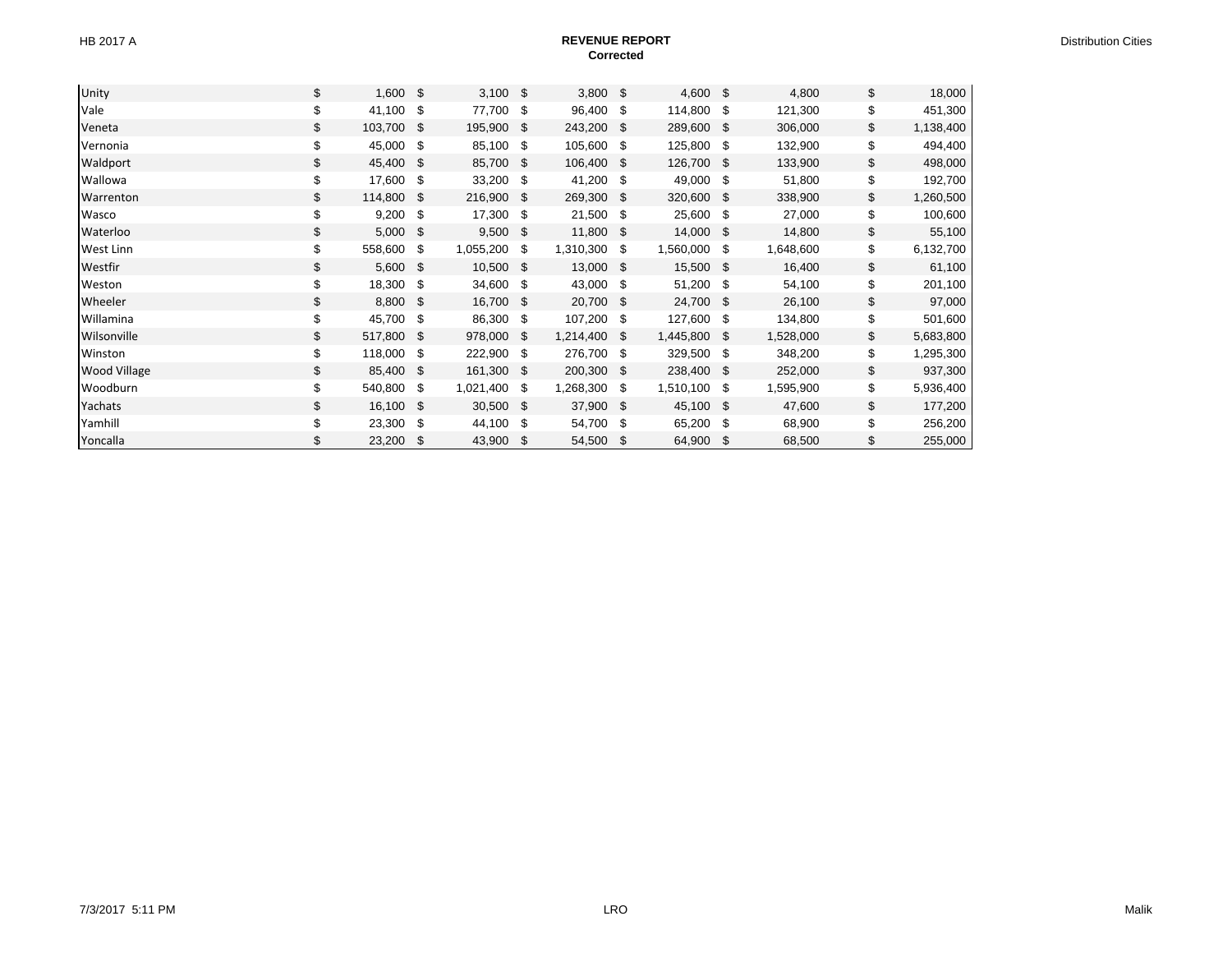| | | | | | | |
|---|---|---|---|---|---|---|
| Unity | $ 1,600 | $ 3,100 | $ 3,800 | $ 4,600 | $ 4,800 | $ 18,000 |
| Vale | $ 41,100 | $ 77,700 | $ 96,400 | $ 114,800 | $ 121,300 | $ 451,300 |
| Veneta | $ 103,700 | $ 195,900 | $ 243,200 | $ 289,600 | $ 306,000 | $ 1,138,400 |
| Vernonia | $ 45,000 | $ 85,100 | $ 105,600 | $ 125,800 | $ 132,900 | $ 494,400 |
| Waldport | $ 45,400 | $ 85,700 | $ 106,400 | $ 126,700 | $ 133,900 | $ 498,000 |
| Wallowa | $ 17,600 | $ 33,200 | $ 41,200 | $ 49,000 | $ 51,800 | $ 192,700 |
| Warrenton | $ 114,800 | $ 216,900 | $ 269,300 | $ 320,600 | $ 338,900 | $ 1,260,500 |
| Wasco | $ 9,200 | $ 17,300 | $ 21,500 | $ 25,600 | $ 27,000 | $ 100,600 |
| Waterloo | $ 5,000 | $ 9,500 | $ 11,800 | $ 14,000 | $ 14,800 | $ 55,100 |
| West Linn | $ 558,600 | $ 1,055,200 | $ 1,310,300 | $ 1,560,000 | $ 1,648,600 | $ 6,132,700 |
| Westfir | $ 5,600 | $ 10,500 | $ 13,000 | $ 15,500 | $ 16,400 | $ 61,100 |
| Weston | $ 18,300 | $ 34,600 | $ 43,000 | $ 51,200 | $ 54,100 | $ 201,100 |
| Wheeler | $ 8,800 | $ 16,700 | $ 20,700 | $ 24,700 | $ 26,100 | $ 97,000 |
| Willamina | $ 45,700 | $ 86,300 | $ 107,200 | $ 127,600 | $ 134,800 | $ 501,600 |
| Wilsonville | $ 517,800 | $ 978,000 | $ 1,214,400 | $ 1,445,800 | $ 1,528,000 | $ 5,683,800 |
| Winston | $ 118,000 | $ 222,900 | $ 276,700 | $ 329,500 | $ 348,200 | $ 1,295,300 |
| Wood Village | $ 85,400 | $ 161,300 | $ 200,300 | $ 238,400 | $ 252,000 | $ 937,300 |
| Woodburn | $ 540,800 | $ 1,021,400 | $ 1,268,300 | $ 1,510,100 | $ 1,595,900 | $ 5,936,400 |
| Yachats | $ 16,100 | $ 30,500 | $ 37,900 | $ 45,100 | $ 47,600 | $ 177,200 |
| Yamhill | $ 23,300 | $ 44,100 | $ 54,700 | $ 65,200 | $ 68,900 | $ 256,200 |
| Yoncalla | $ 23,200 | $ 43,900 | $ 54,500 | $ 64,900 | $ 68,500 | $ 255,000 |